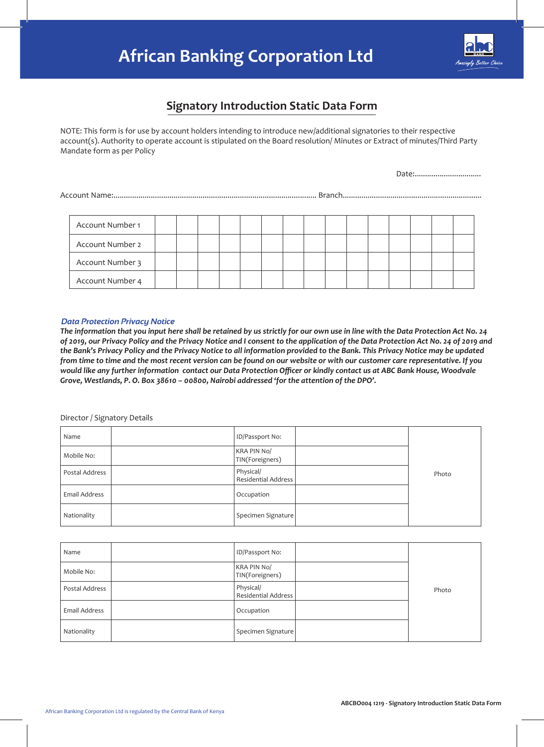# African Banking Corporation Ltd

## Signatory Introduction Static Data Form

NOTE: This form is for use by account holders intending to introduce new/additional signatories to their respective account(s). Authority to operate account is stipulated on the Board resolution/ Minutes or Extract of minutes/Third Party Mandate form as per Policy

Date:................................

Account Name:................................................................................................ Branch..................................................................

| Account Number 1 | | | | | | | | | | | | | | | |
|---|---|---|---|---|---|---|---|---|---|---|---|---|---|---|---|
| Account Number 2 | | | | | | | | | | | | | | | |
| Account Number 3 | | | | | | | | | | | | | | | |
| Account Number 4 | | | | | | | | | | | | | | | |

*Data Protection Privacy Notice*

***The information that you input here shall be retained by us strictly for our own use in line with the Data Protection Act No. 24 of 2019, our Privacy Policy and the Privacy Notice and I consent to the application of the Data Protection Act No. 24 of 2019 and the Bank's Privacy Policy and the Privacy Notice to all information provided to the Bank. This Privacy Notice may be updated from time to time and the most recent version can be found on our website or with our customer care representative. If you would like any further information contact our Data Protection Officer or kindly contact us at ABC Bank House, Woodvale Grove, Westlands, P. O. Box 38610 – 00800, Nairobi addressed 'for the attention of the DPO'.***

Director / Signatory Details

| Name | | ID/Passport No: | | Photo |
|---|---|---|---|---|
| Mobile No: | | KRA PIN No/ TIN(Foreigners) | | |
| Postal Address | | Physical/ Residential Address | | |
| Email Address | | Occupation | | |
| Nationality | | Specimen Signature | | |

| Name | | ID/Passport No: | | Photo |
|---|---|---|---|---|
| Mobile No: | | KRA PIN No/ TIN(Foreigners) | | |
| Postal Address | | Physical/ Residential Address | | |
| Email Address | | Occupation | | |
| Nationality | | Specimen Signature | | |

**ABCBO004 1219 - Signatory Introduction Static Data Form**

African Banking Corporation Ltd is regulated by the Central Bank of Kenya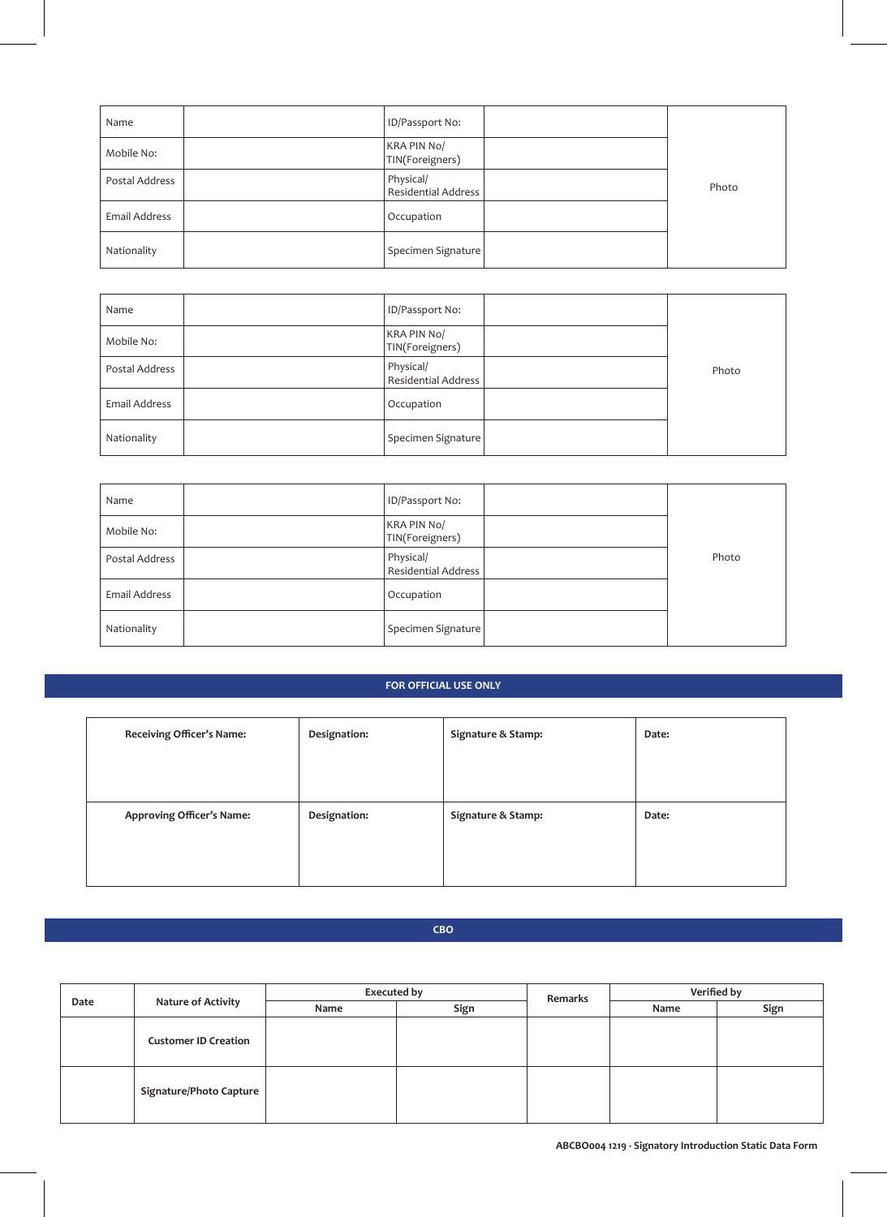| | | | | |
|---|---|---|---|---|
| Name | | ID/Passport No: | | Photo |
| Mobile No: | | KRA PIN No/ TIN(Foreigners) | | |
| Postal Address | | Physical/ Residential Address | | |
| Email Address | | Occupation | | |
| Nationality | | Specimen Signature | | |

| | | | | |
|---|---|---|---|---|
| Name | | ID/Passport No: | | Photo |
| Mobile No: | | KRA PIN No/ TIN(Foreigners) | | |
| Postal Address | | Physical/ Residential Address | | |
| Email Address | | Occupation | | |
| Nationality | | Specimen Signature | | |

| | | | | |
|---|---|---|---|---|
| Name | | ID/Passport No: | | Photo |
| Mobile No: | | KRA PIN No/ TIN(Foreigners) | | |
| Postal Address | | Physical/ Residential Address | | |
| Email Address | | Occupation | | |
| Nationality | | Specimen Signature | | |

## FOR OFFICIAL USE ONLY

| | | | |
|---|---|---|---|
| **Receiving Officer's Name:** | **Designation:** | **Signature & Stamp:** | **Date:** |
| **Approving Officer's Name:** | **Designation:** | **Signature & Stamp:** | **Date:** |

## CBO

| Date | Nature of Activity | Executed by | | Remarks | Verified by | |
|---|---|---|---|---|---|---|
| | | Name | Sign | | Name | Sign |
| | **Customer ID Creation** | | | | | |
| | **Signature/Photo Capture** | | | | | |

**ABCBO004 1219 - Signatory Introduction Static Data Form**